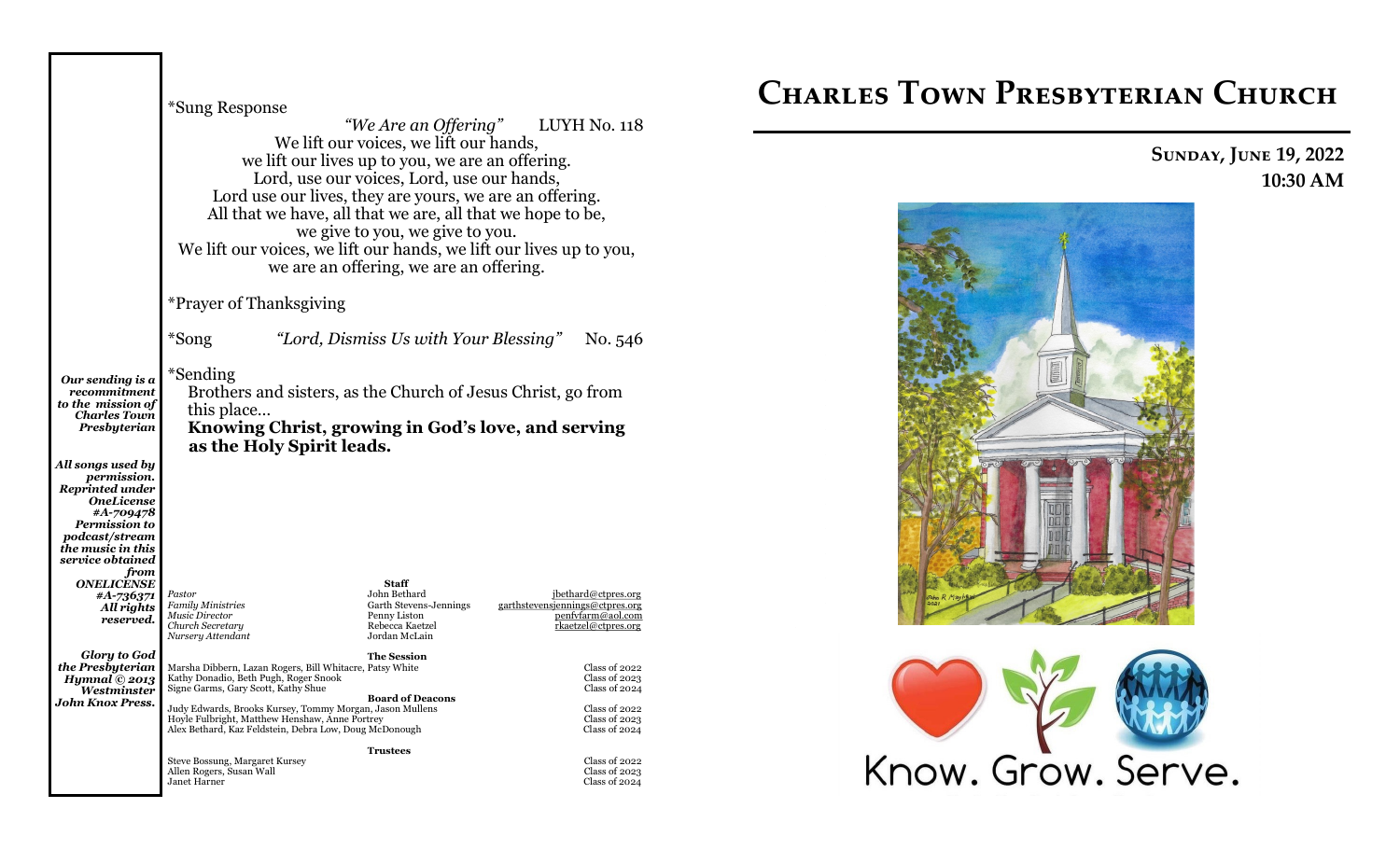*Sung Response

*"We Are an Offering"* LUYH No. 118

We lift our voices, we lift our hands,
we lift our lives up to you, we are an offering.
Lord, use our voices, Lord, use our hands,
Lord use our lives, they are yours, we are an offering.
All that we have, all that we are, all that we hope to be,
we give to you, we give to you.
We lift our voices, we lift our hands, we lift our lives up to you,
we are an offering, we are an offering.

*Prayer of Thanksgiving

*Song *"Lord, Dismiss Us with Your Blessing"* No. 546

*Sending

Brothers and sisters, as the Church of Jesus Christ, go from this place…

**Knowing Christ, growing in God's love, and serving as the Holy Spirit leads.**

*Our sending is a recommitment to the mission of Charles Town Presbyterian*

*All songs used by permission. Reprinted under OneLicense #A-709478 Permission to podcast/stream the music in this service obtained from ONELICENSE #A-736371 All rights reserved.*

*Glory to God the Presbyterian Hymnal © 2013 Westminster John Knox Press.*

**Staff**

| | | |
|---|---|---|
| *Pastor* | John Bethard | jbethard@ctpres.org |
| *Family Ministries* | Garth Stevens-Jennings | garthstevensjennings@ctpres.org |
| *Music Director* | Penny Liston | penfvfarm@aol.com |
| *Church Secretary* | Rebecca Kaetzel | rkaetzel@ctpres.org |
| *Nursery Attendant* | Jordan McLain | |

**The Session**

| | |
|---|---|
| Marsha Dibbern, Lazan Rogers, Bill Whitacre, Patsy White | Class of 2022 |
| Kathy Donadio, Beth Pugh, Roger Snook | Class of 2023 |
| Signe Garms, Gary Scott, Kathy Shue | Class of 2024 |

**Board of Deacons**

| | |
|---|---|
| Judy Edwards, Brooks Kursey, Tommy Morgan, Jason Mullens | Class of 2022 |
| Hoyle Fulbright, Matthew Henshaw, Anne Portrey | Class of 2023 |
| Alex Bethard, Kaz Feldstein, Debra Low, Doug McDonough | Class of 2024 |

**Trustees**

| | |
|---|---|
| Steve Bossung, Margaret Kursey | Class of 2022 |
| Allen Rogers, Susan Wall | Class of 2023 |
| Janet Harner | Class of 2024 |

# Charles Town Presbyterian Church

**Sunday, June 19, 2022**
**10:30 AM**

Know. Grow. Serve.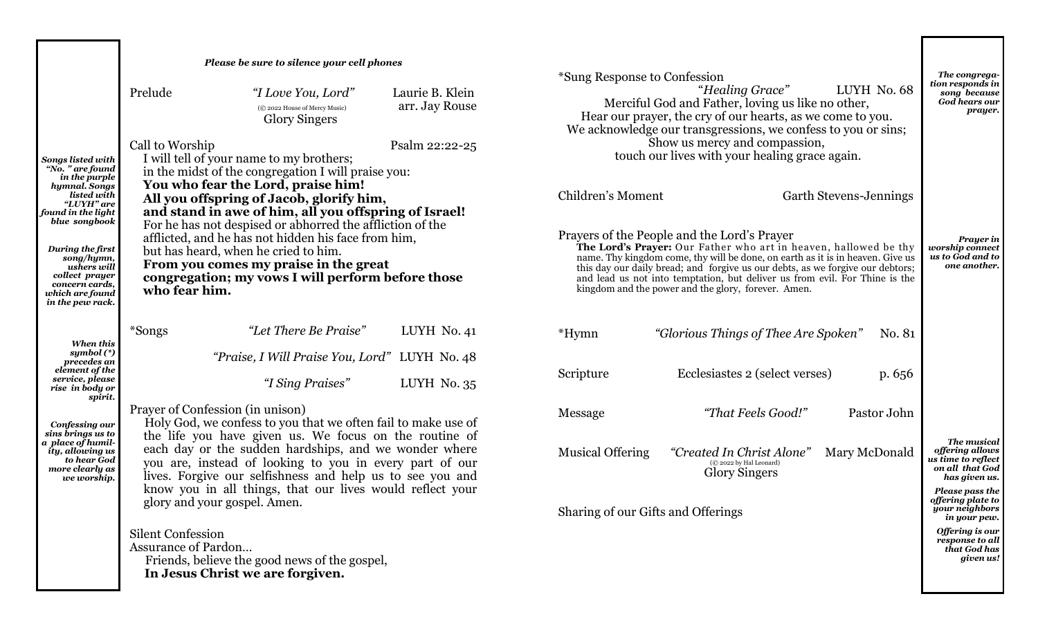***Please be sure to silence your cell phones***

*Songs listed with "No. " are found in the purple hymnal. Songs listed with "LUYH" are found in the light blue songbook*

*During the first song/hymn, ushers will collect prayer concern cards, which are found in the pew rack.*

*When this symbol (*) precedes an element of the service, please rise in body or spirit.*

*Confessing our sins brings us to a place of humility, allowing us to hear God more clearly as we worship.*

Prelude — *"I Love You, Lord"* — Laurie B. Klein, arr. Jay Rouse
(© 2022 House of Mercy Music)
Glory Singers

Call to Worship — Psalm 22:22-25

I will tell of your name to my brothers;
in the midst of the congregation I will praise you:
**You who fear the Lord, praise him!**
**All you offspring of Jacob, glorify him,**
**and stand in awe of him, all you offspring of Israel!**
For he has not despised or abhorred the affliction of the afflicted, and he has not hidden his face from him,
but has heard, when he cried to him.
**From you comes my praise in the great congregation; my vows I will perform before those who fear him.**

*Songs — *"Let There Be Praise"* — LUYH No. 41
*"Praise, I Will Praise You, Lord"* — LUYH No. 48
*"I Sing Praises"* — LUYH No. 35

Prayer of Confession (in unison)

Holy God, we confess to you that we often fail to make use of the life you have given us. We focus on the routine of each day or the sudden hardships, and we wonder where you are, instead of looking to you in every part of our lives. Forgive our selfishness and help us to see you and know you in all things, that our lives would reflect your glory and your gospel. Amen.

Silent Confession

Assurance of Pardon…

Friends, believe the good news of the gospel,
**In Jesus Christ we are forgiven.**

*The congregation responds in song because God hears our prayer.*

*Sung Response to Confession — "*Healing Grace"* — LUYH No. 68

Merciful God and Father, loving us like no other,
Hear our prayer, the cry of our hearts, as we come to you.
We acknowledge our transgressions, we confess to you or sins;
Show us mercy and compassion,
touch our lives with your healing grace again.

Children's Moment — Garth Stevens-Jennings

*Prayer in worship connect us to God and to one another.*

Prayers of the People and the Lord's Prayer

**The Lord's Prayer:** Our Father who art in heaven, hallowed be thy name. Thy kingdom come, thy will be done, on earth as it is in heaven. Give us this day our daily bread; and forgive us our debts, as we forgive our debtors; and lead us not into temptation, but deliver us from evil. For Thine is the kingdom and the power and the glory, forever. Amen.

*Hymn — *"Glorious Things of Thee Are Spoken"* — No. 81

Scripture — Ecclesiastes 2 (select verses) — p. 656

Message — *"That Feels Good!"* — Pastor John

*The musical offering allows us time to reflect on all that God has given us.*

Musical Offering — *"Created In Christ Alone"* — Mary McDonald
(© 2022 by Hal Leonard)
Glory Singers

*Please pass the offering plate to your neighbors in your pew.*

*Offering is our response to all that God has given us!*

Sharing of our Gifts and Offerings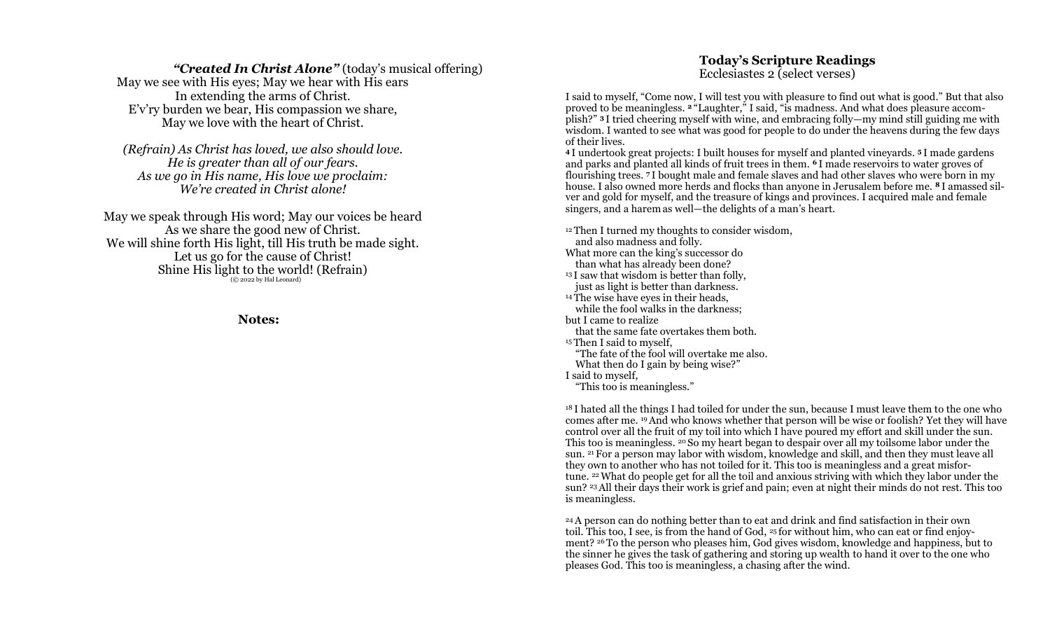***"Created In Christ Alone"*** (today's musical offering)

May we see with His eyes; May we hear with His ears
In extending the arms of Christ.
E'v'ry burden we bear, His compassion we share,
May we love with the heart of Christ.

*(Refrain) As Christ has loved, we also should love.*
*He is greater than all of our fears.*
*As we go in His name, His love we proclaim:*
*We're created in Christ alone!*

May we speak through His word; May our voices be heard
As we share the good new of Christ.
We will shine forth His light, till His truth be made sight.
Let us go for the cause of Christ!
Shine His light to the world! (Refrain)

(© 2022 by Hal Leonard)

**Notes:**

## Today's Scripture Readings

Ecclesiastes 2 (select verses)

I said to myself, "Come now, I will test you with pleasure to find out what is good." But that also proved to be meaningless. **2** "Laughter," I said, "is madness. And what does pleasure accomplish?" **3** I tried cheering myself with wine, and embracing folly—my mind still guiding me with wisdom. I wanted to see what was good for people to do under the heavens during the few days of their lives.
**4** I undertook great projects: I built houses for myself and planted vineyards. **5** I made gardens and parks and planted all kinds of fruit trees in them. **6** I made reservoirs to water groves of flourishing trees. **7** I bought male and female slaves and had other slaves who were born in my house. I also owned more herds and flocks than anyone in Jerusalem before me. **8** I amassed silver and gold for myself, and the treasure of kings and provinces. I acquired male and female singers, and a harem as well—the delights of a man's heart.

12 Then I turned my thoughts to consider wisdom,
and also madness and folly.
What more can the king's successor do
than what has already been done?
13 I saw that wisdom is better than folly,
just as light is better than darkness.
14 The wise have eyes in their heads,
while the fool walks in the darkness;
but I came to realize
that the same fate overtakes them both.
15 Then I said to myself,
"The fate of the fool will overtake me also.
What then do I gain by being wise?"
I said to myself,
"This too is meaningless."

18 I hated all the things I had toiled for under the sun, because I must leave them to the one who comes after me. 19 And who knows whether that person will be wise or foolish? Yet they will have control over all the fruit of my toil into which I have poured my effort and skill under the sun. This too is meaningless. 20 So my heart began to despair over all my toilsome labor under the sun. 21 For a person may labor with wisdom, knowledge and skill, and then they must leave all they own to another who has not toiled for it. This too is meaningless and a great misfortune. 22 What do people get for all the toil and anxious striving with which they labor under the sun? 23 All their days their work is grief and pain; even at night their minds do not rest. This too is meaningless.

24 A person can do nothing better than to eat and drink and find satisfaction in their own toil. This too, I see, is from the hand of God, 25 for without him, who can eat or find enjoyment? 26 To the person who pleases him, God gives wisdom, knowledge and happiness, but to the sinner he gives the task of gathering and storing up wealth to hand it over to the one who pleases God. This too is meaningless, a chasing after the wind.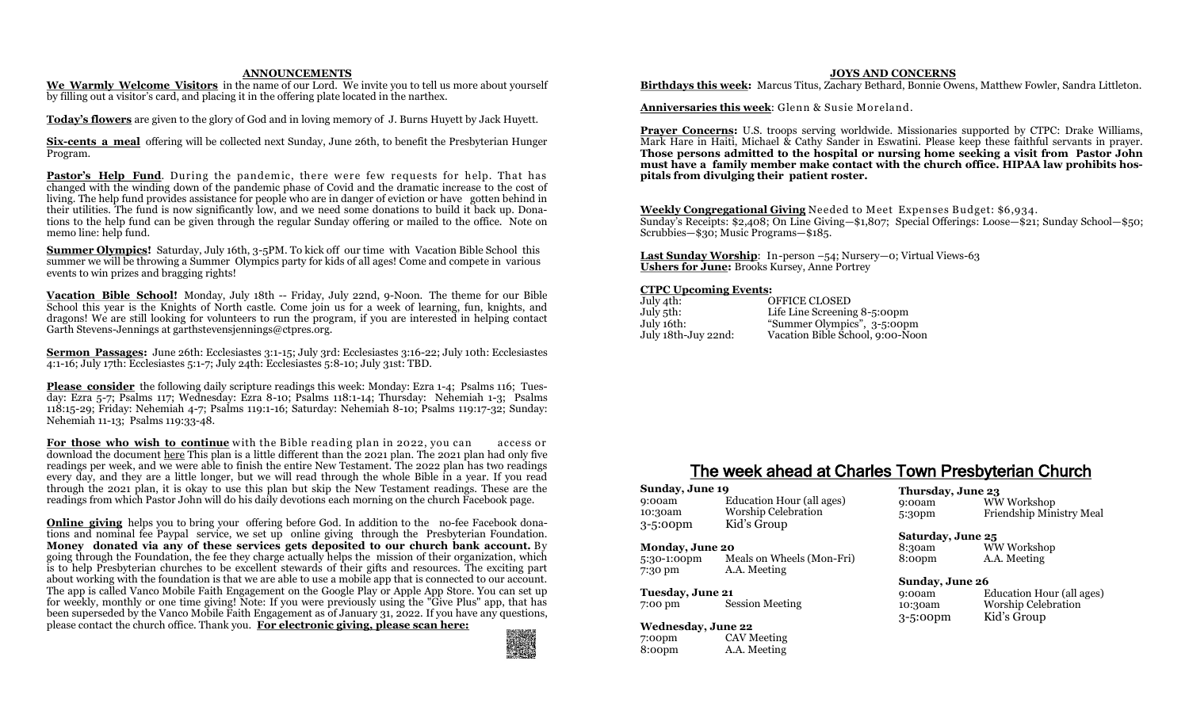## ANNOUNCEMENTS

**We Warmly Welcome Visitors** in the name of our Lord. We invite you to tell us more about yourself by filling out a visitor's card, and placing it in the offering plate located in the narthex.

**Today's flowers** are given to the glory of God and in loving memory of J. Burns Huyett by Jack Huyett.

**Six-cents a meal** offering will be collected next Sunday, June 26th, to benefit the Presbyterian Hunger Program.

**Pastor's Help Fund**. During the pandemic, there were few requests for help. That has changed with the winding down of the pandemic phase of Covid and the dramatic increase to the cost of living. The help fund provides assistance for people who are in danger of eviction or have gotten behind in their utilities. The fund is now significantly low, and we need some donations to build it back up. Donations to the help fund can be given through the regular Sunday offering or mailed to the office. Note on memo line: help fund.

**Summer Olympics!** Saturday, July 16th, 3-5PM. To kick off our time with Vacation Bible School this summer we will be throwing a Summer Olympics party for kids of all ages! Come and compete in various events to win prizes and bragging rights!

**Vacation Bible School!** Monday, July 18th -- Friday, July 22nd, 9-Noon. The theme for our Bible School this year is the Knights of North castle. Come join us for a week of learning, fun, knights, and dragons! We are still looking for volunteers to run the program, if you are interested in helping contact Garth Stevens-Jennings at garthstevensjennings@ctpres.org.

**Sermon Passages:** June 26th: Ecclesiastes 3:1-15; July 3rd: Ecclesiastes 3:16-22; July 10th: Ecclesiastes 4:1-16; July 17th: Ecclesiastes 5:1-7; July 24th: Ecclesiastes 5:8-10; July 31st: TBD.

**Please consider** the following daily scripture readings this week: Monday: Ezra 1-4; Psalms 116; Tuesday: Ezra 5-7; Psalms 117; Wednesday: Ezra 8-10; Psalms 118:1-14; Thursday: Nehemiah 1-3; Psalms 118:15-29; Friday: Nehemiah 4-7; Psalms 119:1-16; Saturday: Nehemiah 8-10; Psalms 119:17-32; Sunday: Nehemiah 11-13; Psalms 119:33-48.

**For those who wish to continue** with the Bible reading plan in 2022, you can access or download the document here This plan is a little different than the 2021 plan. The 2021 plan had only five readings per week, and we were able to finish the entire New Testament. The 2022 plan has two readings every day, and they are a little longer, but we will read through the whole Bible in a year. If you read through the 2021 plan, it is okay to use this plan but skip the New Testament readings. These are the readings from which Pastor John will do his daily devotions each morning on the church Facebook page.

**Online giving** helps you to bring your offering before God. In addition to the no-fee Facebook donations and nominal fee Paypal service, we set up online giving through the Presbyterian Foundation. **Money donated via any of these services gets deposited to our church bank account.** By going through the Foundation, the fee they charge actually helps the mission of their organization, which is to help Presbyterian churches to be excellent stewards of their gifts and resources. The exciting part about working with the foundation is that we are able to use a mobile app that is connected to our account. The app is called Vanco Mobile Faith Engagement on the Google Play or Apple App Store. You can set up for weekly, monthly or one time giving! Note: If you were previously using the "Give Plus" app, that has been superseded by the Vanco Mobile Faith Engagement as of January 31, 2022. If you have any questions, please contact the church office. Thank you. **For electronic giving, please scan here:**

## JOYS AND CONCERNS

**Birthdays this week:** Marcus Titus, Zachary Bethard, Bonnie Owens, Matthew Fowler, Sandra Littleton.

**Anniversaries this week**: Glenn & Susie Moreland.

**Prayer Concerns:** U.S. troops serving worldwide. Missionaries supported by CTPC: Drake Williams, Mark Hare in Haiti, Michael & Cathy Sander in Eswatini. Please keep these faithful servants in prayer. **Those persons admitted to the hospital or nursing home seeking a visit from Pastor John must have a family member make contact with the church office. HIPAA law prohibits hospitals from divulging their patient roster.**

**Weekly Congregational Giving** Needed to Meet Expenses Budget: $6,934.
Sunday's Receipts: $2,408; On Line Giving—$1,807; Special Offerings: Loose—$21; Sunday School—$50; Scrubbies—$30; Music Programs—$185.

**Last Sunday Worship**: In-person –54; Nursery—0; Virtual Views-63
**Ushers for June:** Brooks Kursey, Anne Portrey

**CTPC Upcoming Events:**

| | |
|---|---|
| July 4th: | OFFICE CLOSED |
| July 5th: | Life Line Screening 8-5:00pm |
| July 16th: | "Summer Olympics", 3-5:00pm |
| July 18th-Juy 22nd: | Vacation Bible School, 9:00-Noon |

## The week ahead at Charles Town Presbyterian Church

**Sunday, June 19**
9:00am Education Hour (all ages)
10:30am Worship Celebration
3-5:00pm Kid's Group

**Monday, June 20**
5:30-1:00pm Meals on Wheels (Mon-Fri)
7:30 pm A.A. Meeting

**Tuesday, June 21**
7:00 pm Session Meeting

**Wednesday, June 22**
7:00pm CAV Meeting
8:00pm A.A. Meeting

**Thursday, June 23**
9:00am WW Workshop
5:30pm Friendship Ministry Meal

**Saturday, June 25**
8:30am WW Workshop
8:00pm A.A. Meeting

**Sunday, June 26**
9:00am Education Hour (all ages)
10:30am Worship Celebration
3-5:00pm Kid's Group